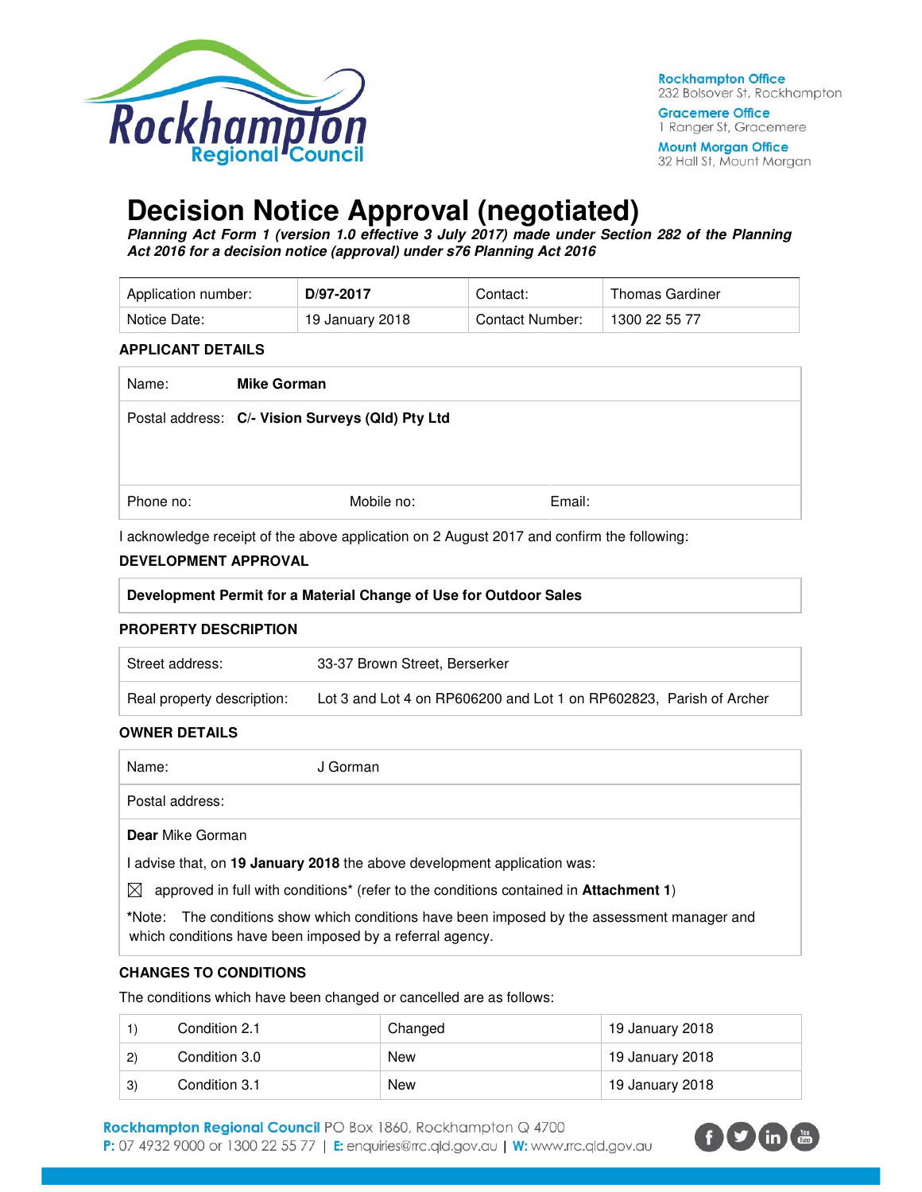Rockhampton Office
232 Bolsover St, Rockhampton

Gracemere Office
1 Ranger St, Gracemere

Mount Morgan Office
32 Hall St, Mount Morgan

# Decision Notice Approval (negotiated)

***Planning Act Form 1 (version 1.0 effective 3 July 2017) made under Section 282 of the Planning Act 2016 for a decision notice (approval) under s76 Planning Act 2016***

| Application number: | D/97-2017 | Contact: | Thomas Gardiner |
|---|---|---|---|
| Notice Date: | 19 January 2018 | Contact Number: | 1300 22 55 77 |

### APPLICANT DETAILS

| Name: | **Mike Gorman** | |
|---|---|---|
| Postal address: | **C/- Vision Surveys (Qld) Pty Ltd** | |
| Phone no: | Mobile no: | Email: |

I acknowledge receipt of the above application on 2 August 2017 and confirm the following:

### DEVELOPMENT APPROVAL

**Development Permit for a Material Change of Use for Outdoor Sales**

### PROPERTY DESCRIPTION

| Street address: | 33-37 Brown Street, Berserker |
|---|---|
| Real property description: | Lot 3 and Lot 4 on RP606200 and Lot 1 on RP602823, Parish of Archer |

### OWNER DETAILS

| Name: | J Gorman |
|---|---|
| Postal address: | |

**Dear** Mike Gorman

I advise that, on **19 January 2018** the above development application was:

☒ approved in full with conditions* (refer to the conditions contained in **Attachment 1**)

*Note: The conditions show which conditions have been imposed by the assessment manager and which conditions have been imposed by a referral agency.

### CHANGES TO CONDITIONS

The conditions which have been changed or cancelled are as follows:

| | | | |
|---|---|---|---|
| 1) | Condition 2.1 | Changed | 19 January 2018 |
| 2) | Condition 3.0 | New | 19 January 2018 |
| 3) | Condition 3.1 | New | 19 January 2018 |

**Rockhampton Regional Council** PO Box 1860, Rockhampton Q 4700
**P:** 07 4932 9000 or 1300 22 55 77 | **E:** enquiries@rrc.qld.gov.au | **W:** www.rrc.qld.gov.au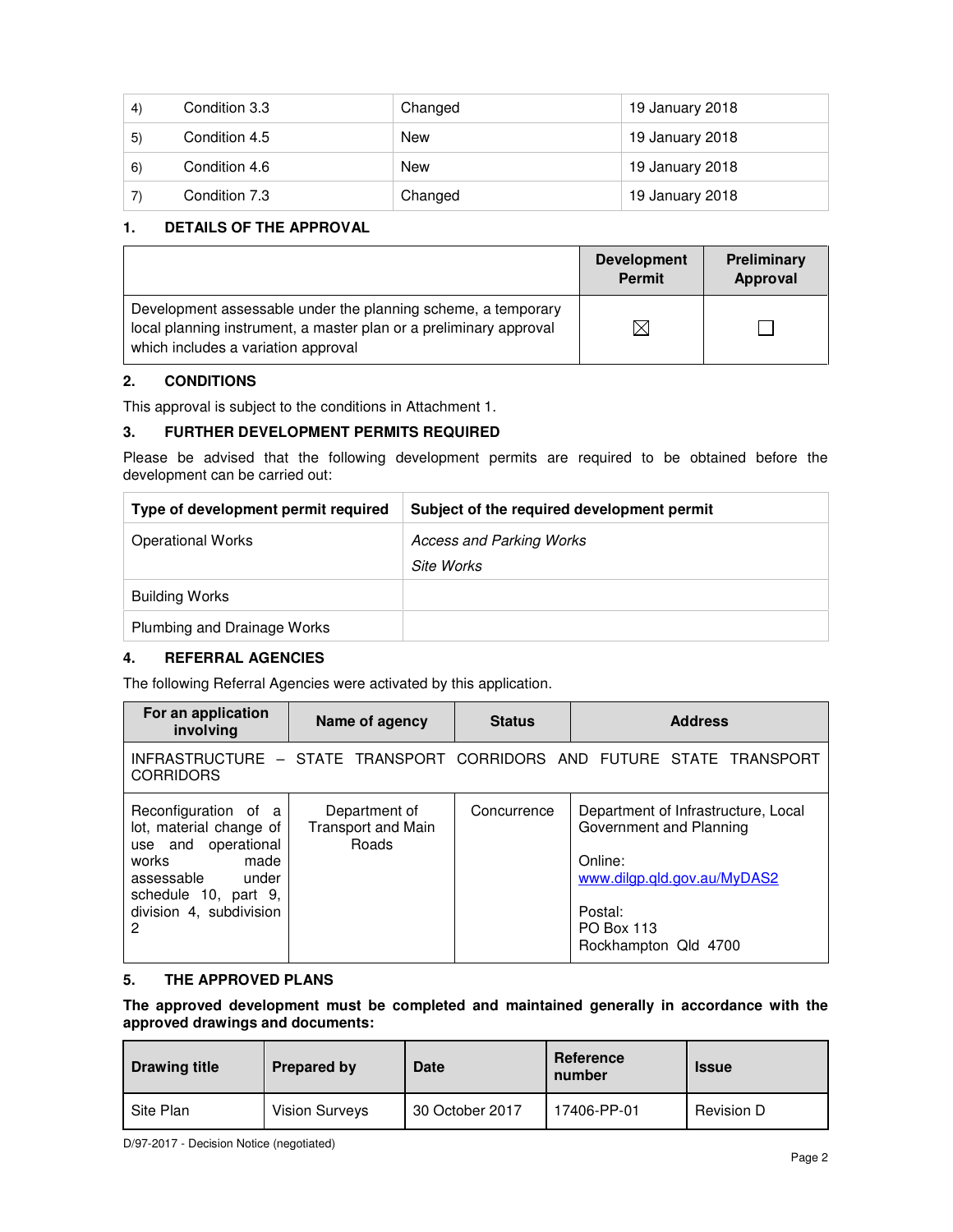| | | | |
|---|---|---|---|
| 4) | Condition 3.3 | Changed | 19 January 2018 |
| 5) | Condition 4.5 | New | 19 January 2018 |
| 6) | Condition 4.6 | New | 19 January 2018 |
| 7) | Condition 7.3 | Changed | 19 January 2018 |

## 1. DETAILS OF THE APPROVAL

| | Development Permit | Preliminary Approval |
|---|---|---|
| Development assessable under the planning scheme, a temporary local planning instrument, a master plan or a preliminary approval which includes a variation approval | ☒ | ☐ |

## 2. CONDITIONS

This approval is subject to the conditions in Attachment 1.

## 3. FURTHER DEVELOPMENT PERMITS REQUIRED

Please be advised that the following development permits are required to be obtained before the development can be carried out:

| Type of development permit required | Subject of the required development permit |
|---|---|
| Operational Works | *Access and Parking Works*<br>*Site Works* |
| Building Works | |
| Plumbing and Drainage Works | |

## 4. REFERRAL AGENCIES

The following Referral Agencies were activated by this application.

| For an application involving | Name of agency | Status | Address |
|---|---|---|---|
| INFRASTRUCTURE – STATE TRANSPORT CORRIDORS AND FUTURE STATE TRANSPORT CORRIDORS | | | |
| Reconfiguration of a lot, material change of use and operational works made assessable under schedule 10, part 9, division 4, subdivision 2 | Department of Transport and Main Roads | Concurrence | Department of Infrastructure, Local Government and Planning<br><br>Online:<br>www.dilgp.qld.gov.au/MyDAS2<br><br>Postal:<br>PO Box 113<br>Rockhampton Qld 4700 |

## 5. THE APPROVED PLANS

**The approved development must be completed and maintained generally in accordance with the approved drawings and documents:**

| Drawing title | Prepared by | Date | Reference number | Issue |
|---|---|---|---|---|
| Site Plan | Vision Surveys | 30 October 2017 | 17406-PP-01 | Revision D |

D/97-2017 - Decision Notice (negotiated)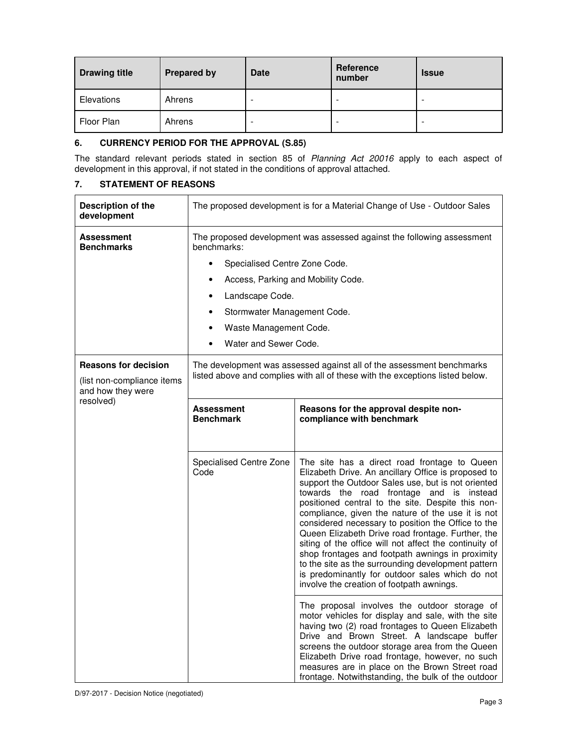| Drawing title | Prepared by | Date | Reference number | Issue |
|---|---|---|---|---|
| Elevations | Ahrens | - | - | - |
| Floor Plan | Ahrens | - | - | - |

## 6. CURRENCY PERIOD FOR THE APPROVAL (S.85)

The standard relevant periods stated in section 85 of *Planning Act 20016* apply to each aspect of development in this approval, if not stated in the conditions of approval attached.

## 7. STATEMENT OF REASONS

| | | |
|---|---|---|
| **Description of the development** | The proposed development is for a Material Change of Use - Outdoor Sales | |
| **Assessment Benchmarks** | The proposed development was assessed against the following assessment benchmarks:<br>• Specialised Centre Zone Code.<br>• Access, Parking and Mobility Code.<br>• Landscape Code.<br>• Stormwater Management Code.<br>• Waste Management Code.<br>• Water and Sewer Code. | |
| **Reasons for decision** (list non-compliance items and how they were resolved) | The development was assessed against all of the assessment benchmarks listed above and complies with all of these with the exceptions listed below. | |
| | **Assessment Benchmark** | **Reasons for the approval despite non-compliance with benchmark** |
| | Specialised Centre Zone Code | The site has a direct road frontage to Queen Elizabeth Drive. An ancillary Office is proposed to support the Outdoor Sales use, but is not oriented towards the road frontage and is instead positioned central to the site. Despite this non-compliance, given the nature of the use it is not considered necessary to position the Office to the Queen Elizabeth Drive road frontage. Further, the siting of the office will not affect the continuity of shop frontages and footpath awnings in proximity to the site as the surrounding development pattern is predominantly for outdoor sales which do not involve the creation of footpath awnings. |
| | | The proposal involves the outdoor storage of motor vehicles for display and sale, with the site having two (2) road frontages to Queen Elizabeth Drive and Brown Street. A landscape buffer screens the outdoor storage area from the Queen Elizabeth Drive road frontage, however, no such measures are in place on the Brown Street road frontage. Notwithstanding, the bulk of the outdoor |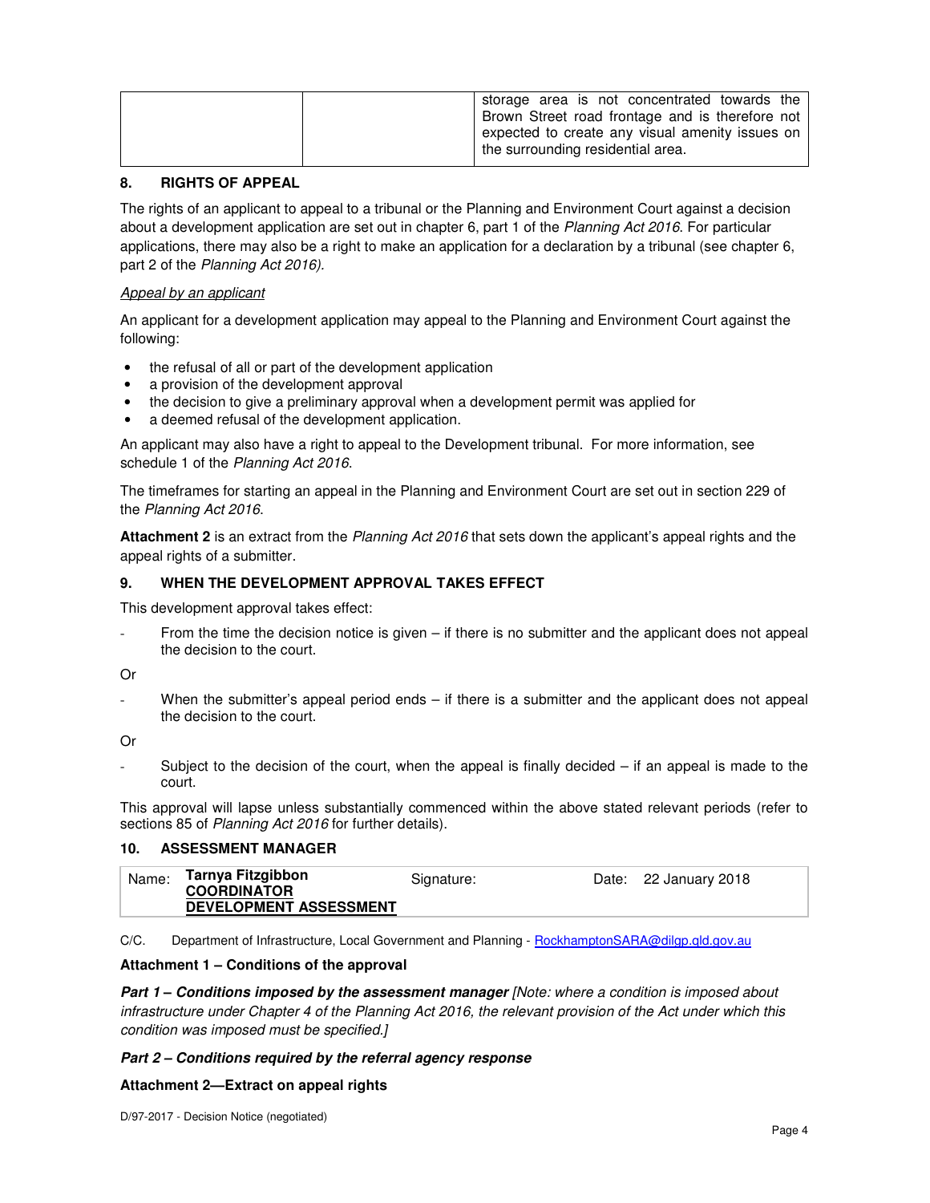| | | storage area is not concentrated towards the Brown Street road frontage and is therefore not expected to create any visual amenity issues on the surrounding residential area. |
|---|---|---|

## 8. RIGHTS OF APPEAL

The rights of an applicant to appeal to a tribunal or the Planning and Environment Court against a decision about a development application are set out in chapter 6, part 1 of the *Planning Act 2016*. For particular applications, there may also be a right to make an application for a declaration by a tribunal (see chapter 6, part 2 of the *Planning Act 2016).*

*Appeal by an applicant*

An applicant for a development application may appeal to the Planning and Environment Court against the following:

- the refusal of all or part of the development application
- a provision of the development approval
- the decision to give a preliminary approval when a development permit was applied for
- a deemed refusal of the development application.

An applicant may also have a right to appeal to the Development tribunal. For more information, see schedule 1 of the *Planning Act 2016*.

The timeframes for starting an appeal in the Planning and Environment Court are set out in section 229 of the *Planning Act 2016*.

**Attachment 2** is an extract from the *Planning Act 2016* that sets down the applicant's appeal rights and the appeal rights of a submitter.

## 9. WHEN THE DEVELOPMENT APPROVAL TAKES EFFECT

This development approval takes effect:

- From the time the decision notice is given – if there is no submitter and the applicant does not appeal the decision to the court.

Or

- When the submitter's appeal period ends – if there is a submitter and the applicant does not appeal the decision to the court.

Or

- Subject to the decision of the court, when the appeal is finally decided – if an appeal is made to the court.

This approval will lapse unless substantially commenced within the above stated relevant periods (refer to sections 85 of *Planning Act 2016* for further details).

## 10. ASSESSMENT MANAGER

| Name: | **Tarnya Fitzgibbon COORDINATOR DEVELOPMENT ASSESSMENT** | Signature: | Date: 22 January 2018 |
|---|---|---|---|

C/C. Department of Infrastructure, Local Government and Planning - RockhamptonSARA@dilgp.qld.gov.au

**Attachment 1 – Conditions of the approval**

***Part 1 – Conditions imposed by the assessment manager*** *[Note: where a condition is imposed about infrastructure under Chapter 4 of the Planning Act 2016, the relevant provision of the Act under which this condition was imposed must be specified.]*

***Part 2 – Conditions required by the referral agency response***

**Attachment 2—Extract on appeal rights**

D/97-2017 - Decision Notice (negotiated)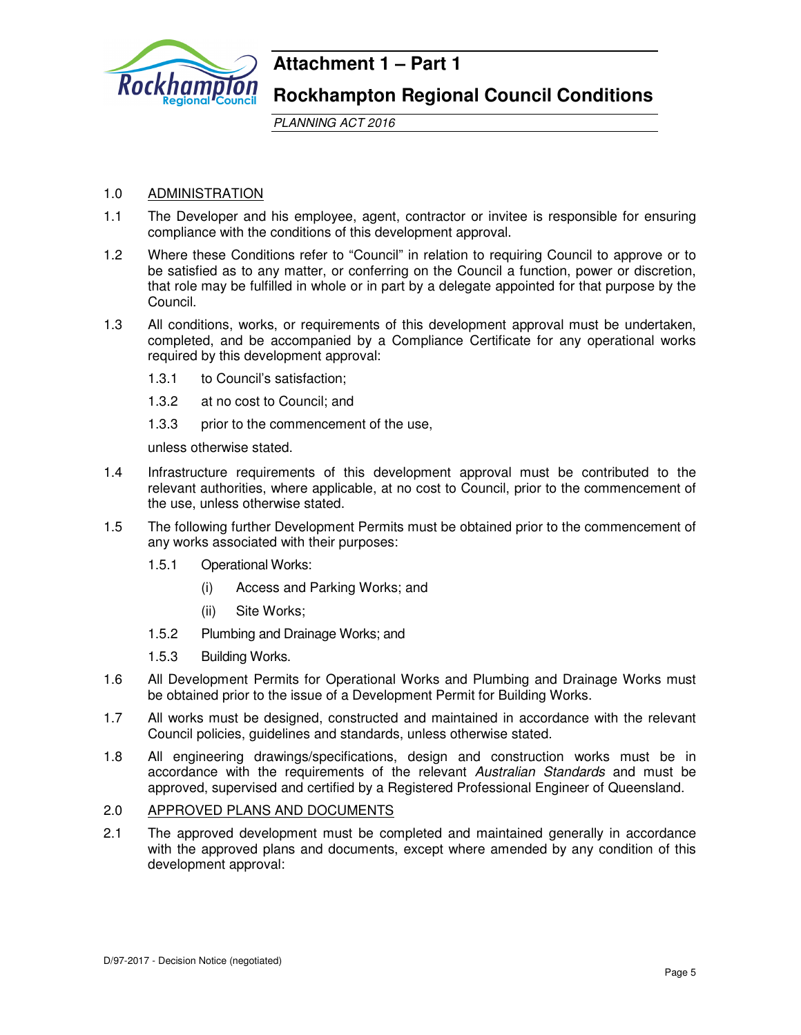# Attachment 1 – Part 1

## Rockhampton Regional Council Conditions

*PLANNING ACT 2016*

1.0 ADMINISTRATION

1.1 The Developer and his employee, agent, contractor or invitee is responsible for ensuring compliance with the conditions of this development approval.

1.2 Where these Conditions refer to "Council" in relation to requiring Council to approve or to be satisfied as to any matter, or conferring on the Council a function, power or discretion, that role may be fulfilled in whole or in part by a delegate appointed for that purpose by the Council.

1.3 All conditions, works, or requirements of this development approval must be undertaken, completed, and be accompanied by a Compliance Certificate for any operational works required by this development approval:

- 1.3.1 to Council's satisfaction;
- 1.3.2 at no cost to Council; and
- 1.3.3 prior to the commencement of the use,

unless otherwise stated.

1.4 Infrastructure requirements of this development approval must be contributed to the relevant authorities, where applicable, at no cost to Council, prior to the commencement of the use, unless otherwise stated.

1.5 The following further Development Permits must be obtained prior to the commencement of any works associated with their purposes:

- 1.5.1 Operational Works:
  - (i) Access and Parking Works; and
  - (ii) Site Works;
- 1.5.2 Plumbing and Drainage Works; and
- 1.5.3 Building Works.

1.6 All Development Permits for Operational Works and Plumbing and Drainage Works must be obtained prior to the issue of a Development Permit for Building Works.

1.7 All works must be designed, constructed and maintained in accordance with the relevant Council policies, guidelines and standards, unless otherwise stated.

1.8 All engineering drawings/specifications, design and construction works must be in accordance with the requirements of the relevant *Australian Standards* and must be approved, supervised and certified by a Registered Professional Engineer of Queensland.

2.0 APPROVED PLANS AND DOCUMENTS

2.1 The approved development must be completed and maintained generally in accordance with the approved plans and documents, except where amended by any condition of this development approval:

D/97-2017 - Decision Notice (negotiated)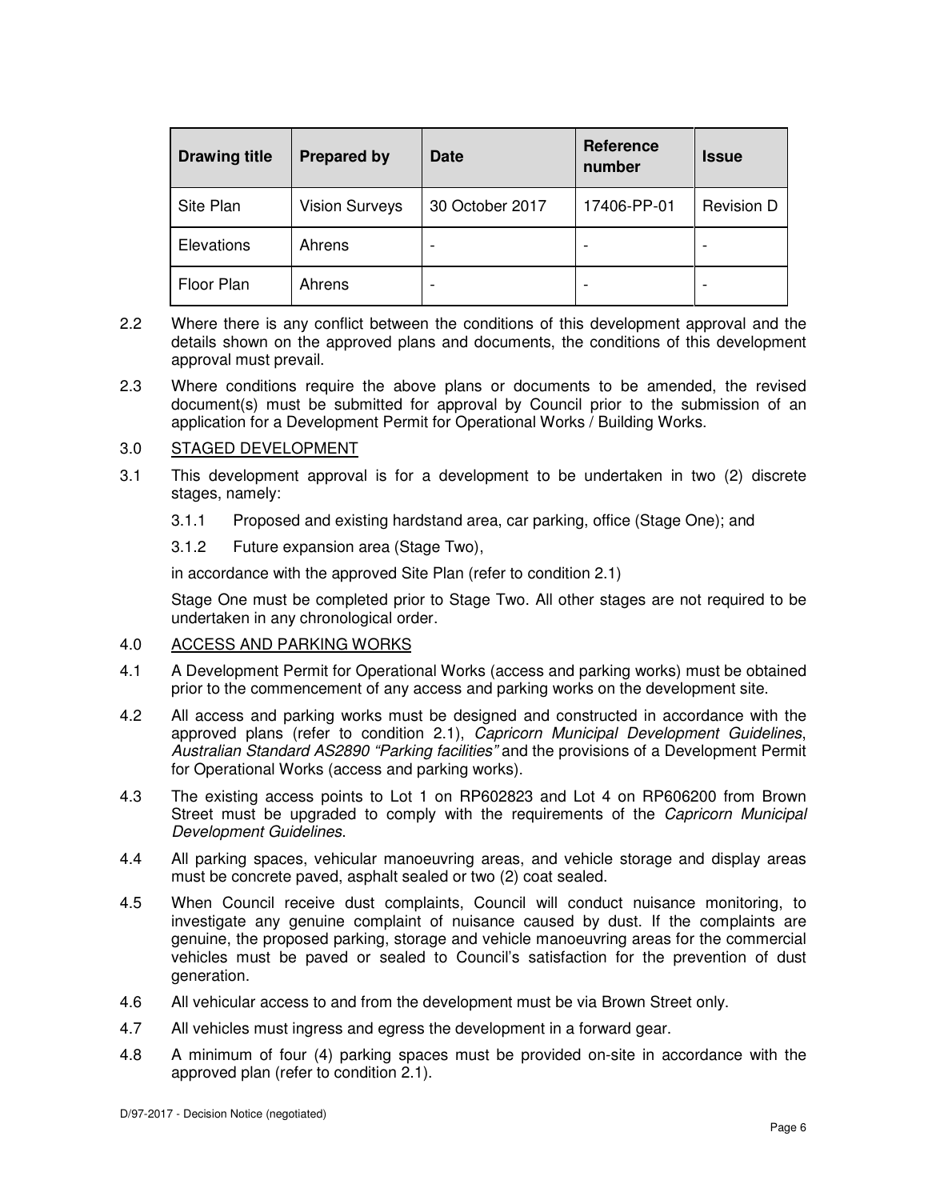| Drawing title | Prepared by | Date | Reference number | Issue |
|---|---|---|---|---|
| Site Plan | Vision Surveys | 30 October 2017 | 17406-PP-01 | Revision D |
| Elevations | Ahrens | - | - | - |
| Floor Plan | Ahrens | - | - | - |

2.2 Where there is any conflict between the conditions of this development approval and the details shown on the approved plans and documents, the conditions of this development approval must prevail.

2.3 Where conditions require the above plans or documents to be amended, the revised document(s) must be submitted for approval by Council prior to the submission of an application for a Development Permit for Operational Works / Building Works.

3.0 STAGED DEVELOPMENT

3.1 This development approval is for a development to be undertaken in two (2) discrete stages, namely:

3.1.1 Proposed and existing hardstand area, car parking, office (Stage One); and

3.1.2 Future expansion area (Stage Two),

in accordance with the approved Site Plan (refer to condition 2.1)

Stage One must be completed prior to Stage Two. All other stages are not required to be undertaken in any chronological order.

4.0 ACCESS AND PARKING WORKS

4.1 A Development Permit for Operational Works (access and parking works) must be obtained prior to the commencement of any access and parking works on the development site.

4.2 All access and parking works must be designed and constructed in accordance with the approved plans (refer to condition 2.1), *Capricorn Municipal Development Guidelines*, *Australian Standard AS2890 "Parking facilities"* and the provisions of a Development Permit for Operational Works (access and parking works).

4.3 The existing access points to Lot 1 on RP602823 and Lot 4 on RP606200 from Brown Street must be upgraded to comply with the requirements of the *Capricorn Municipal Development Guidelines*.

4.4 All parking spaces, vehicular manoeuvring areas, and vehicle storage and display areas must be concrete paved, asphalt sealed or two (2) coat sealed.

4.5 When Council receive dust complaints, Council will conduct nuisance monitoring, to investigate any genuine complaint of nuisance caused by dust. If the complaints are genuine, the proposed parking, storage and vehicle manoeuvring areas for the commercial vehicles must be paved or sealed to Council's satisfaction for the prevention of dust generation.

4.6 All vehicular access to and from the development must be via Brown Street only.

4.7 All vehicles must ingress and egress the development in a forward gear.

4.8 A minimum of four (4) parking spaces must be provided on-site in accordance with the approved plan (refer to condition 2.1).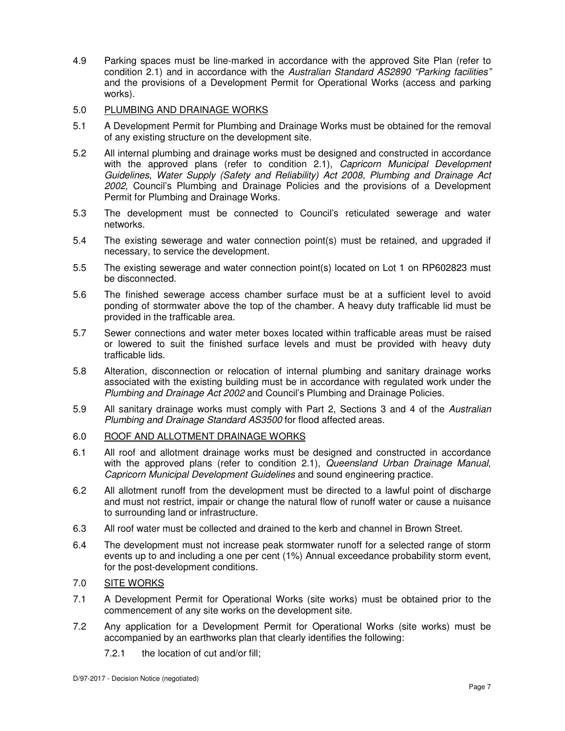4.9 Parking spaces must be line-marked in accordance with the approved Site Plan (refer to condition 2.1) and in accordance with the *Australian Standard AS2890 "Parking facilities"* and the provisions of a Development Permit for Operational Works (access and parking works).

5.0 PLUMBING AND DRAINAGE WORKS

5.1 A Development Permit for Plumbing and Drainage Works must be obtained for the removal of any existing structure on the development site.

5.2 All internal plumbing and drainage works must be designed and constructed in accordance with the approved plans (refer to condition 2.1), *Capricorn Municipal Development Guidelines*, *Water Supply (Safety and Reliability) Act 2008*, *Plumbing and Drainage Act 2002*, Council's Plumbing and Drainage Policies and the provisions of a Development Permit for Plumbing and Drainage Works.

5.3 The development must be connected to Council's reticulated sewerage and water networks.

5.4 The existing sewerage and water connection point(s) must be retained, and upgraded if necessary, to service the development.

5.5 The existing sewerage and water connection point(s) located on Lot 1 on RP602823 must be disconnected.

5.6 The finished sewerage access chamber surface must be at a sufficient level to avoid ponding of stormwater above the top of the chamber. A heavy duty trafficable lid must be provided in the trafficable area.

5.7 Sewer connections and water meter boxes located within trafficable areas must be raised or lowered to suit the finished surface levels and must be provided with heavy duty trafficable lids.

5.8 Alteration, disconnection or relocation of internal plumbing and sanitary drainage works associated with the existing building must be in accordance with regulated work under the *Plumbing and Drainage Act 2002* and Council's Plumbing and Drainage Policies.

5.9 All sanitary drainage works must comply with Part 2, Sections 3 and 4 of the *Australian Plumbing and Drainage Standard AS3500* for flood affected areas.

6.0 ROOF AND ALLOTMENT DRAINAGE WORKS

6.1 All roof and allotment drainage works must be designed and constructed in accordance with the approved plans (refer to condition 2.1), *Queensland Urban Drainage Manual*, *Capricorn Municipal Development Guidelines* and sound engineering practice.

6.2 All allotment runoff from the development must be directed to a lawful point of discharge and must not restrict, impair or change the natural flow of runoff water or cause a nuisance to surrounding land or infrastructure.

6.3 All roof water must be collected and drained to the kerb and channel in Brown Street.

6.4 The development must not increase peak stormwater runoff for a selected range of storm events up to and including a one per cent (1%) Annual exceedance probability storm event, for the post-development conditions.

7.0 SITE WORKS

7.1 A Development Permit for Operational Works (site works) must be obtained prior to the commencement of any site works on the development site.

7.2 Any application for a Development Permit for Operational Works (site works) must be accompanied by an earthworks plan that clearly identifies the following:

7.2.1 the location of cut and/or fill;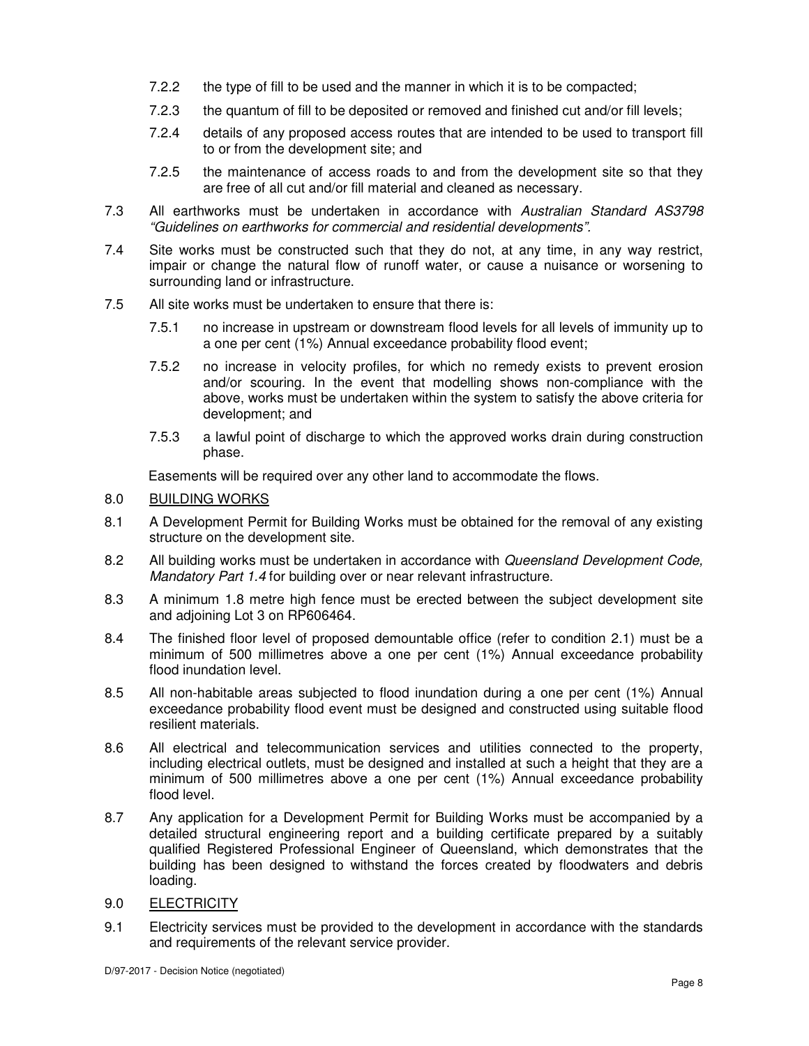7.2.2 the type of fill to be used and the manner in which it is to be compacted;

7.2.3 the quantum of fill to be deposited or removed and finished cut and/or fill levels;

7.2.4 details of any proposed access routes that are intended to be used to transport fill to or from the development site; and

7.2.5 the maintenance of access roads to and from the development site so that they are free of all cut and/or fill material and cleaned as necessary.

7.3 All earthworks must be undertaken in accordance with *Australian Standard AS3798 "Guidelines on earthworks for commercial and residential developments".*

7.4 Site works must be constructed such that they do not, at any time, in any way restrict, impair or change the natural flow of runoff water, or cause a nuisance or worsening to surrounding land or infrastructure.

7.5 All site works must be undertaken to ensure that there is:

7.5.1 no increase in upstream or downstream flood levels for all levels of immunity up to a one per cent (1%) Annual exceedance probability flood event;

7.5.2 no increase in velocity profiles, for which no remedy exists to prevent erosion and/or scouring. In the event that modelling shows non-compliance with the above, works must be undertaken within the system to satisfy the above criteria for development; and

7.5.3 a lawful point of discharge to which the approved works drain during construction phase.

Easements will be required over any other land to accommodate the flows.

8.0 BUILDING WORKS

8.1 A Development Permit for Building Works must be obtained for the removal of any existing structure on the development site.

8.2 All building works must be undertaken in accordance with *Queensland Development Code, Mandatory Part 1.4* for building over or near relevant infrastructure.

8.3 A minimum 1.8 metre high fence must be erected between the subject development site and adjoining Lot 3 on RP606464.

8.4 The finished floor level of proposed demountable office (refer to condition 2.1) must be a minimum of 500 millimetres above a one per cent (1%) Annual exceedance probability flood inundation level.

8.5 All non-habitable areas subjected to flood inundation during a one per cent (1%) Annual exceedance probability flood event must be designed and constructed using suitable flood resilient materials.

8.6 All electrical and telecommunication services and utilities connected to the property, including electrical outlets, must be designed and installed at such a height that they are a minimum of 500 millimetres above a one per cent (1%) Annual exceedance probability flood level.

8.7 Any application for a Development Permit for Building Works must be accompanied by a detailed structural engineering report and a building certificate prepared by a suitably qualified Registered Professional Engineer of Queensland, which demonstrates that the building has been designed to withstand the forces created by floodwaters and debris loading.

9.0 ELECTRICITY

9.1 Electricity services must be provided to the development in accordance with the standards and requirements of the relevant service provider.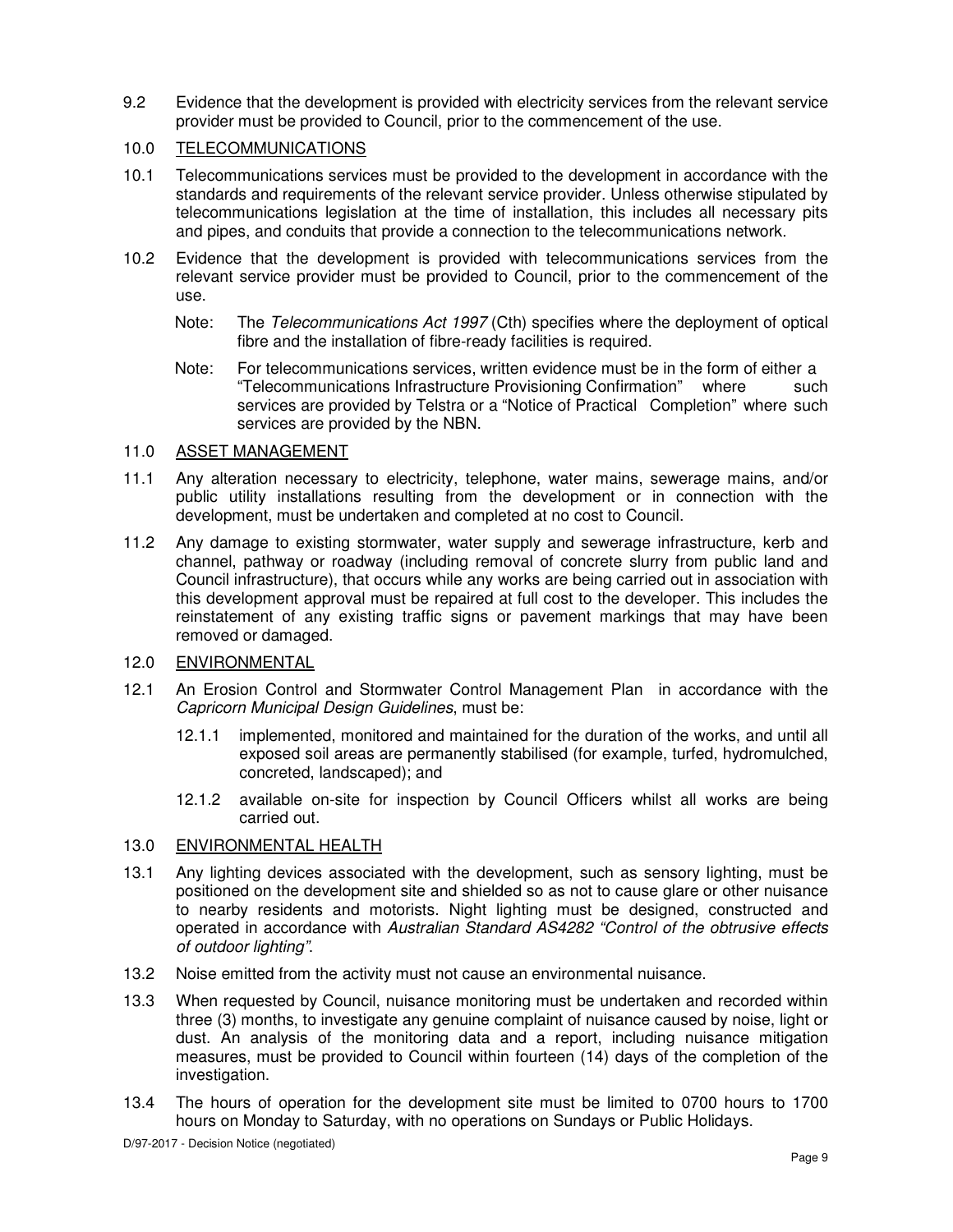9.2 Evidence that the development is provided with electricity services from the relevant service provider must be provided to Council, prior to the commencement of the use.

## 10.0 TELECOMMUNICATIONS

10.1 Telecommunications services must be provided to the development in accordance with the standards and requirements of the relevant service provider. Unless otherwise stipulated by telecommunications legislation at the time of installation, this includes all necessary pits and pipes, and conduits that provide a connection to the telecommunications network.

10.2 Evidence that the development is provided with telecommunications services from the relevant service provider must be provided to Council, prior to the commencement of the use.

Note: The *Telecommunications Act 1997* (Cth) specifies where the deployment of optical fibre and the installation of fibre-ready facilities is required.

Note: For telecommunications services, written evidence must be in the form of either a "Telecommunications Infrastructure Provisioning Confirmation" where such services are provided by Telstra or a "Notice of Practical Completion" where such services are provided by the NBN.

## 11.0 ASSET MANAGEMENT

11.1 Any alteration necessary to electricity, telephone, water mains, sewerage mains, and/or public utility installations resulting from the development or in connection with the development, must be undertaken and completed at no cost to Council.

11.2 Any damage to existing stormwater, water supply and sewerage infrastructure, kerb and channel, pathway or roadway (including removal of concrete slurry from public land and Council infrastructure), that occurs while any works are being carried out in association with this development approval must be repaired at full cost to the developer. This includes the reinstatement of any existing traffic signs or pavement markings that may have been removed or damaged.

## 12.0 ENVIRONMENTAL

12.1 An Erosion Control and Stormwater Control Management Plan in accordance with the *Capricorn Municipal Design Guidelines*, must be:

12.1.1 implemented, monitored and maintained for the duration of the works, and until all exposed soil areas are permanently stabilised (for example, turfed, hydromulched, concreted, landscaped); and

12.1.2 available on-site for inspection by Council Officers whilst all works are being carried out.

## 13.0 ENVIRONMENTAL HEALTH

13.1 Any lighting devices associated with the development, such as sensory lighting, must be positioned on the development site and shielded so as not to cause glare or other nuisance to nearby residents and motorists. Night lighting must be designed, constructed and operated in accordance with *Australian Standard AS4282 "Control of the obtrusive effects of outdoor lighting"*.

13.2 Noise emitted from the activity must not cause an environmental nuisance.

13.3 When requested by Council, nuisance monitoring must be undertaken and recorded within three (3) months, to investigate any genuine complaint of nuisance caused by noise, light or dust. An analysis of the monitoring data and a report, including nuisance mitigation measures, must be provided to Council within fourteen (14) days of the completion of the investigation.

13.4 The hours of operation for the development site must be limited to 0700 hours to 1700 hours on Monday to Saturday, with no operations on Sundays or Public Holidays.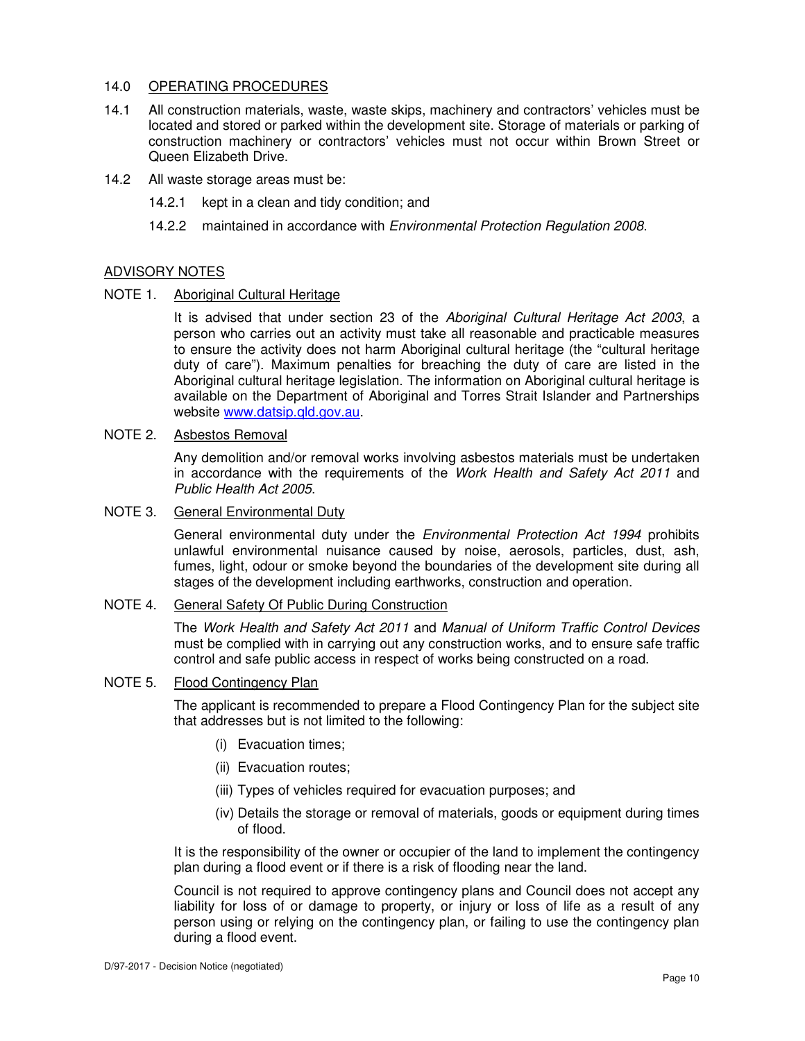## 14.0 OPERATING PROCEDURES

14.1 All construction materials, waste, waste skips, machinery and contractors' vehicles must be located and stored or parked within the development site. Storage of materials or parking of construction machinery or contractors' vehicles must not occur within Brown Street or Queen Elizabeth Drive.

14.2 All waste storage areas must be:

14.2.1 kept in a clean and tidy condition; and

14.2.2 maintained in accordance with *Environmental Protection Regulation 2008*.

## ADVISORY NOTES

NOTE 1. Aboriginal Cultural Heritage

It is advised that under section 23 of the *Aboriginal Cultural Heritage Act 2003*, a person who carries out an activity must take all reasonable and practicable measures to ensure the activity does not harm Aboriginal cultural heritage (the "cultural heritage duty of care"). Maximum penalties for breaching the duty of care are listed in the Aboriginal cultural heritage legislation. The information on Aboriginal cultural heritage is available on the Department of Aboriginal and Torres Strait Islander and Partnerships website www.datsip.qld.gov.au.

NOTE 2. Asbestos Removal

Any demolition and/or removal works involving asbestos materials must be undertaken in accordance with the requirements of the *Work Health and Safety Act 2011* and *Public Health Act 2005*.

NOTE 3. General Environmental Duty

General environmental duty under the *Environmental Protection Act 1994* prohibits unlawful environmental nuisance caused by noise, aerosols, particles, dust, ash, fumes, light, odour or smoke beyond the boundaries of the development site during all stages of the development including earthworks, construction and operation.

NOTE 4. General Safety Of Public During Construction

The *Work Health and Safety Act 2011* and *Manual of Uniform Traffic Control Devices* must be complied with in carrying out any construction works, and to ensure safe traffic control and safe public access in respect of works being constructed on a road.

NOTE 5. Flood Contingency Plan

The applicant is recommended to prepare a Flood Contingency Plan for the subject site that addresses but is not limited to the following:

(i) Evacuation times;

(ii) Evacuation routes;

(iii) Types of vehicles required for evacuation purposes; and

(iv) Details the storage or removal of materials, goods or equipment during times of flood.

It is the responsibility of the owner or occupier of the land to implement the contingency plan during a flood event or if there is a risk of flooding near the land.

Council is not required to approve contingency plans and Council does not accept any liability for loss of or damage to property, or injury or loss of life as a result of any person using or relying on the contingency plan, or failing to use the contingency plan during a flood event.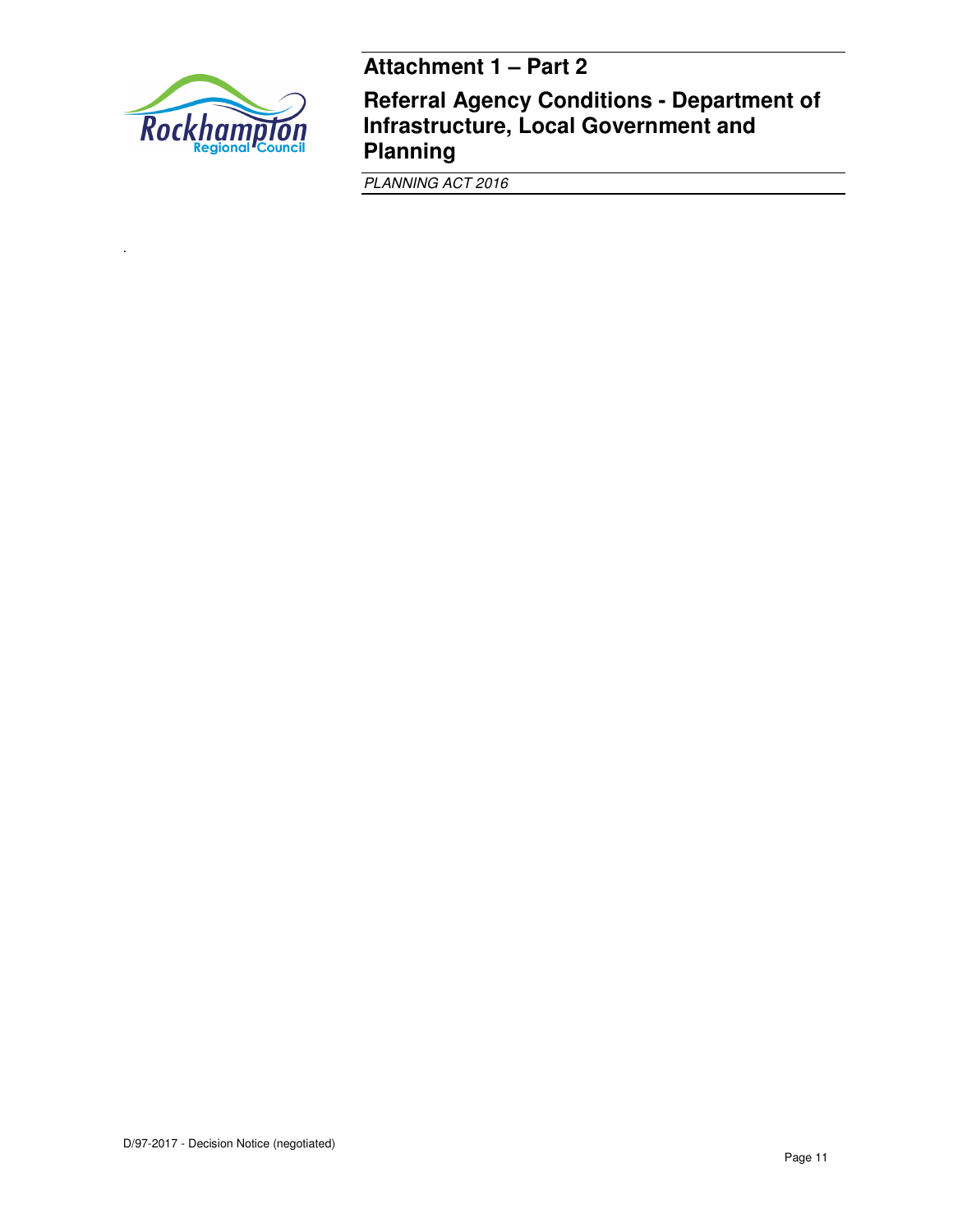# Attachment 1 – Part 2

## Referral Agency Conditions - Department of Infrastructure, Local Government and Planning

*PLANNING ACT 2016*

.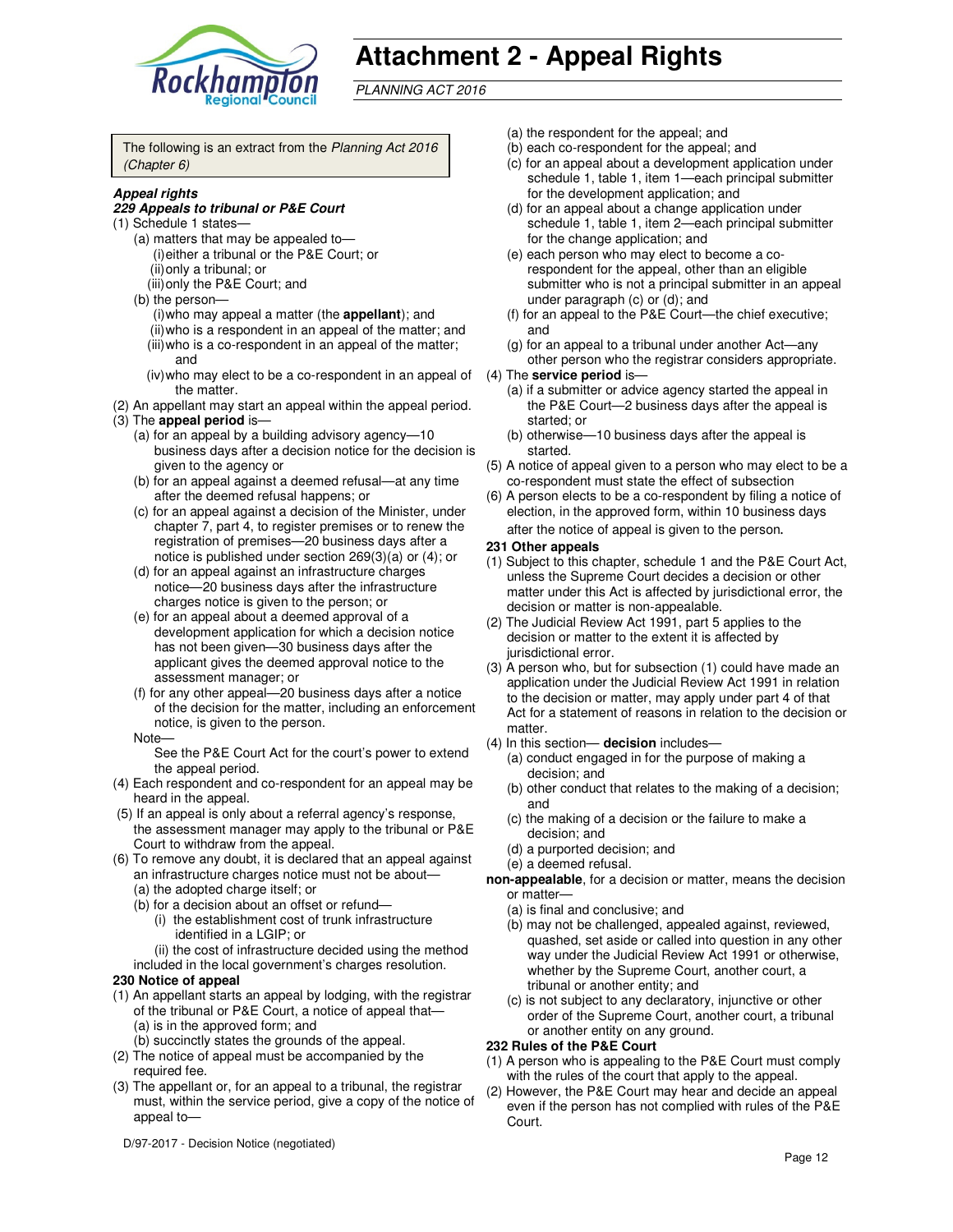# Attachment 2 - Appeal Rights

*PLANNING ACT 2016*

The following is an extract from the *Planning Act 2016 (Chapter 6)*

***Appeal rights***

***229 Appeals to tribunal or P&E Court***

(1) Schedule 1 states—
 (a) matters that may be appealed to—
  (i) either a tribunal or the P&E Court; or
  (ii) only a tribunal; or
  (iii) only the P&E Court; and
 (b) the person—
  (i) who may appeal a matter (the **appellant**); and
  (ii) who is a respondent in an appeal of the matter; and
  (iii) who is a co-respondent in an appeal of the matter; and
  (iv) who may elect to be a co-respondent in an appeal of the matter.

(2) An appellant may start an appeal within the appeal period.

(3) The **appeal period** is—
 (a) for an appeal by a building advisory agency—10 business days after a decision notice for the decision is given to the agency or
 (b) for an appeal against a deemed refusal—at any time after the deemed refusal happens; or
 (c) for an appeal against a decision of the Minister, under chapter 7, part 4, to register premises or to renew the registration of premises—20 business days after a notice is published under section 269(3)(a) or (4); or
 (d) for an appeal against an infrastructure charges notice—20 business days after the infrastructure charges notice is given to the person; or
 (e) for an appeal about a deemed approval of a development application for which a decision notice has not been given—30 business days after the applicant gives the deemed approval notice to the assessment manager; or
 (f) for any other appeal—20 business days after a notice of the decision for the matter, including an enforcement notice, is given to the person.

 Note—
 See the P&E Court Act for the court's power to extend the appeal period.

(4) Each respondent and co-respondent for an appeal may be heard in the appeal.

(5) If an appeal is only about a referral agency's response, the assessment manager may apply to the tribunal or P&E Court to withdraw from the appeal.

(6) To remove any doubt, it is declared that an appeal against an infrastructure charges notice must not be about—
 (a) the adopted charge itself; or
 (b) for a decision about an offset or refund—
  (i) the establishment cost of trunk infrastructure identified in a LGIP; or
  (ii) the cost of infrastructure decided using the method included in the local government's charges resolution.

**230 Notice of appeal**

(1) An appellant starts an appeal by lodging, with the registrar of the tribunal or P&E Court, a notice of appeal that—
 (a) is in the approved form; and
 (b) succinctly states the grounds of the appeal.

(2) The notice of appeal must be accompanied by the required fee.

(3) The appellant or, for an appeal to a tribunal, the registrar must, within the service period, give a copy of the notice of appeal to—
 (a) the respondent for the appeal; and
 (b) each co-respondent for the appeal; and
 (c) for an appeal about a development application under schedule 1, table 1, item 1—each principal submitter for the development application; and
 (d) for an appeal about a change application under schedule 1, table 1, item 2—each principal submitter for the change application; and
 (e) each person who may elect to become a co-respondent for the appeal, other than an eligible submitter who is not a principal submitter in an appeal under paragraph (c) or (d); and
 (f) for an appeal to the P&E Court—the chief executive; and
 (g) for an appeal to a tribunal under another Act—any other person who the registrar considers appropriate.

(4) The **service period** is—
 (a) if a submitter or advice agency started the appeal in the P&E Court—2 business days after the appeal is started; or
 (b) otherwise—10 business days after the appeal is started.

(5) A notice of appeal given to a person who may elect to be a co-respondent must state the effect of subsection

(6) A person elects to be a co-respondent by filing a notice of election, in the approved form, within 10 business days after the notice of appeal is given to the person.

**231 Other appeals**

(1) Subject to this chapter, schedule 1 and the P&E Court Act, unless the Supreme Court decides a decision or other matter under this Act is affected by jurisdictional error, the decision or matter is non-appealable.

(2) The Judicial Review Act 1991, part 5 applies to the decision or matter to the extent it is affected by jurisdictional error.

(3) A person who, but for subsection (1) could have made an application under the Judicial Review Act 1991 in relation to the decision or matter, may apply under part 4 of that Act for a statement of reasons in relation to the decision or matter.

(4) In this section— **decision** includes—
 (a) conduct engaged in for the purpose of making a decision; and
 (b) other conduct that relates to the making of a decision; and
 (c) the making of a decision or the failure to make a decision; and
 (d) a purported decision; and
 (e) a deemed refusal.

**non-appealable**, for a decision or matter, means the decision or matter—
 (a) is final and conclusive; and
 (b) may not be challenged, appealed against, reviewed, quashed, set aside or called into question in any other way under the Judicial Review Act 1991 or otherwise, whether by the Supreme Court, another court, a tribunal or another entity; and
 (c) is not subject to any declaratory, injunctive or other order of the Supreme Court, another court, a tribunal or another entity on any ground.

**232 Rules of the P&E Court**

(1) A person who is appealing to the P&E Court must comply with the rules of the court that apply to the appeal.

(2) However, the P&E Court may hear and decide an appeal even if the person has not complied with rules of the P&E Court.

D/97-2017 - Decision Notice (negotiated)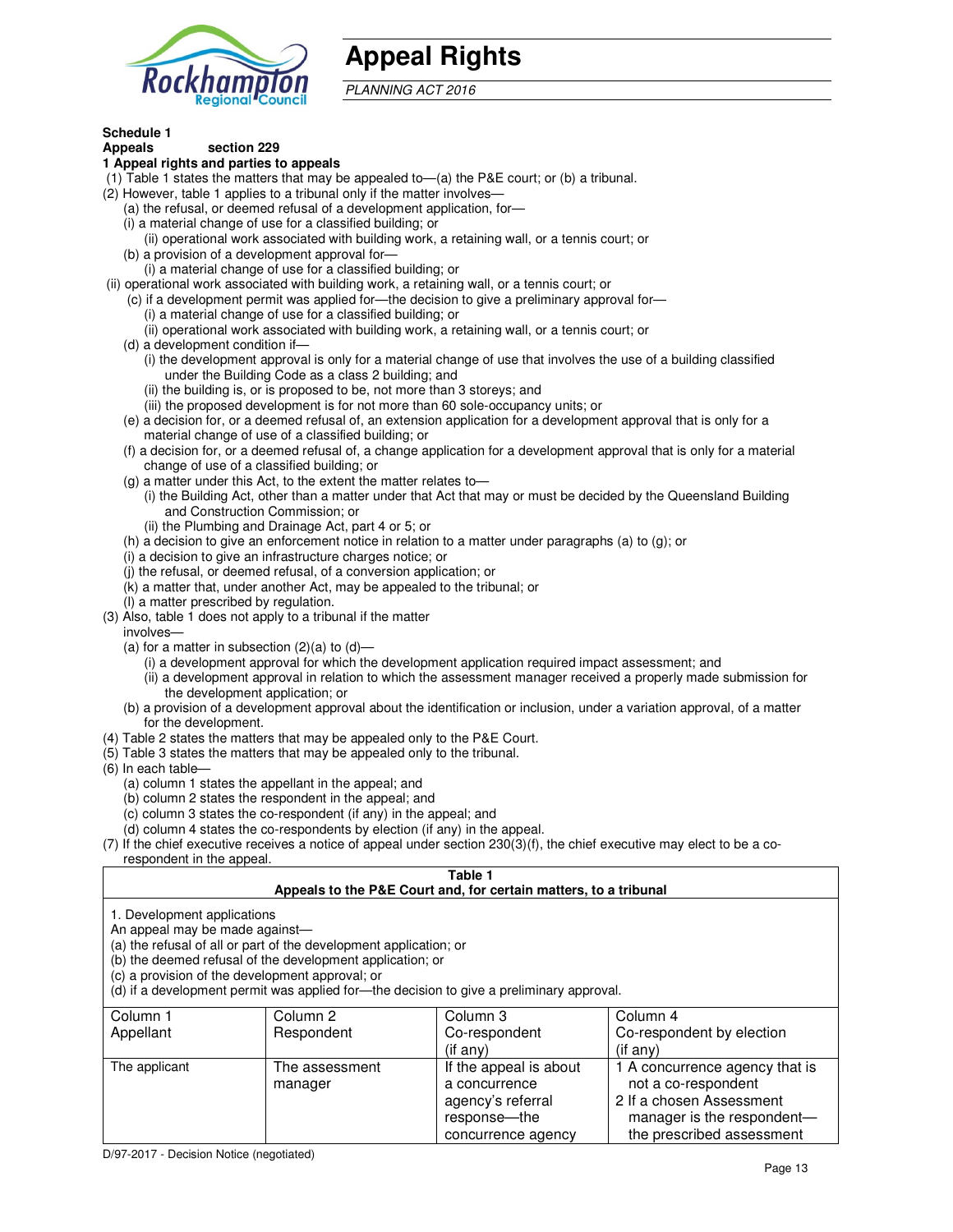# Appeal Rights

*PLANNING ACT 2016*

**Schedule 1**
**Appeals section 229**

**1 Appeal rights and parties to appeals**

(1) Table 1 states the matters that may be appealed to—(a) the P&E court; or (b) a tribunal.

(2) However, table 1 applies to a tribunal only if the matter involves—

- (a) the refusal, or deemed refusal of a development application, for—
  - (i) a material change of use for a classified building; or
  - (ii) operational work associated with building work, a retaining wall, or a tennis court; or
- (b) a provision of a development approval for—
  - (i) a material change of use for a classified building; or
  - (ii) operational work associated with building work, a retaining wall, or a tennis court; or
- (c) if a development permit was applied for—the decision to give a preliminary approval for—
  - (i) a material change of use for a classified building; or
  - (ii) operational work associated with building work, a retaining wall, or a tennis court; or
- (d) a development condition if—
  - (i) the development approval is only for a material change of use that involves the use of a building classified under the Building Code as a class 2 building; and
  - (ii) the building is, or is proposed to be, not more than 3 storeys; and
  - (iii) the proposed development is for not more than 60 sole-occupancy units; or
- (e) a decision for, or a deemed refusal of, an extension application for a development approval that is only for a material change of use of a classified building; or
- (f) a decision for, or a deemed refusal of, a change application for a development approval that is only for a material change of use of a classified building; or
- (g) a matter under this Act, to the extent the matter relates to—
  - (i) the Building Act, other than a matter under that Act that may or must be decided by the Queensland Building and Construction Commission; or
  - (ii) the Plumbing and Drainage Act, part 4 or 5; or
- (h) a decision to give an enforcement notice in relation to a matter under paragraphs (a) to (g); or
- (i) a decision to give an infrastructure charges notice; or
- (j) the refusal, or deemed refusal, of a conversion application; or
- (k) a matter that, under another Act, may be appealed to the tribunal; or
- (l) a matter prescribed by regulation.

(3) Also, table 1 does not apply to a tribunal if the matter involves—

- (a) for a matter in subsection (2)(a) to (d)—
  - (i) a development approval for which the development application required impact assessment; and
  - (ii) a development approval in relation to which the assessment manager received a properly made submission for the development application; or
- (b) a provision of a development approval about the identification or inclusion, under a variation approval, of a matter for the development.

(4) Table 2 states the matters that may be appealed only to the P&E Court.

(5) Table 3 states the matters that may be appealed only to the tribunal.

(6) In each table—

- (a) column 1 states the appellant in the appeal; and
- (b) column 2 states the respondent in the appeal; and
- (c) column 3 states the co-respondent (if any) in the appeal; and
- (d) column 4 states the co-respondents by election (if any) in the appeal.

(7) If the chief executive receives a notice of appeal under section 230(3)(f), the chief executive may elect to be a co-respondent in the appeal.

**Table 1**
**Appeals to the P&E Court and, for certain matters, to a tribunal**

1. Development applications

An appeal may be made against—

(a) the refusal of all or part of the development application; or
(b) the deemed refusal of the development application; or
(c) a provision of the development approval; or
(d) if a development permit was applied for—the decision to give a preliminary approval.

| Column 1<br>Appellant | Column 2<br>Respondent | Column 3<br>Co-respondent<br>(if any) | Column 4<br>Co-respondent by election<br>(if any) |
|---|---|---|---|
| The applicant | The assessment manager | If the appeal is about a concurrence agency's referral response—the concurrence agency | 1 A concurrence agency that is not a co-respondent<br>2 If a chosen Assessment manager is the respondent—the prescribed assessment |

D/97-2017 - Decision Notice (negotiated)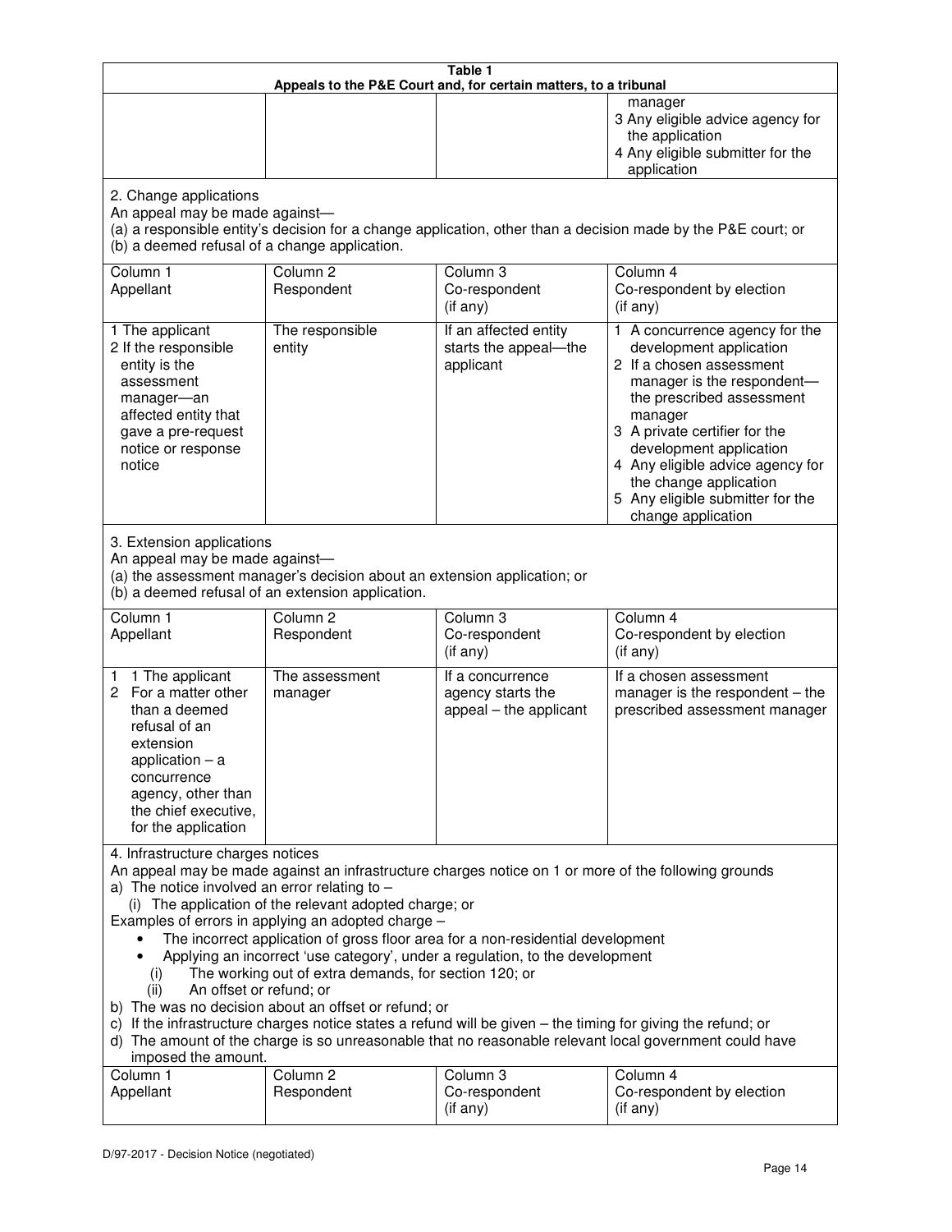| Table 1 | | | |
|---|---|---|---|
| Appeals to the P&E Court and, for certain matters, to a tribunal | | | |
| | | | manager<br>3 Any eligible advice agency for the application<br>4 Any eligible submitter for the application |

2. Change applications

An appeal may be made against—

(a) a responsible entity's decision for a change application, other than a decision made by the P&E court; or

(b) a deemed refusal of a change application.

| Column 1<br>Appellant | Column 2<br>Respondent | Column 3<br>Co-respondent<br>(if any) | Column 4<br>Co-respondent by election<br>(if any) |
|---|---|---|---|
| 1 The applicant<br>2 If the responsible entity is the assessment manager—an affected entity that gave a pre-request notice or response notice | The responsible entity | If an affected entity starts the appeal—the applicant | 1 A concurrence agency for the development application<br>2 If a chosen assessment manager is the respondent—the prescribed assessment manager<br>3 A private certifier for the development application<br>4 Any eligible advice agency for the change application<br>5 Any eligible submitter for the change application |

3. Extension applications

An appeal may be made against—

(a) the assessment manager's decision about an extension application; or

(b) a deemed refusal of an extension application.

| Column 1<br>Appellant | Column 2<br>Respondent | Column 3<br>Co-respondent<br>(if any) | Column 4<br>Co-respondent by election<br>(if any) |
|---|---|---|---|
| 1 1 The applicant<br>2 For a matter other than a deemed refusal of an extension application – a concurrence agency, other than the chief executive, for the application | The assessment manager | If a concurrence agency starts the appeal – the applicant | If a chosen assessment manager is the respondent – the prescribed assessment manager |

4. Infrastructure charges notices

An appeal may be made against an infrastructure charges notice on 1 or more of the following grounds

a) The notice involved an error relating to –

(i) The application of the relevant adopted charge; or

Examples of errors in applying an adopted charge –

- The incorrect application of gross floor area for a non-residential development
- Applying an incorrect 'use category', under a regulation, to the development

(i) The working out of extra demands, for section 120; or

(ii) An offset or refund; or

b) The was no decision about an offset or refund; or

c) If the infrastructure charges notice states a refund will be given – the timing for giving the refund; or

d) The amount of the charge is so unreasonable that no reasonable relevant local government could have imposed the amount.

| Column 1<br>Appellant | Column 2<br>Respondent | Column 3<br>Co-respondent<br>(if any) | Column 4<br>Co-respondent by election<br>(if any) |
|---|---|---|---|

D/97-2017 - Decision Notice (negotiated)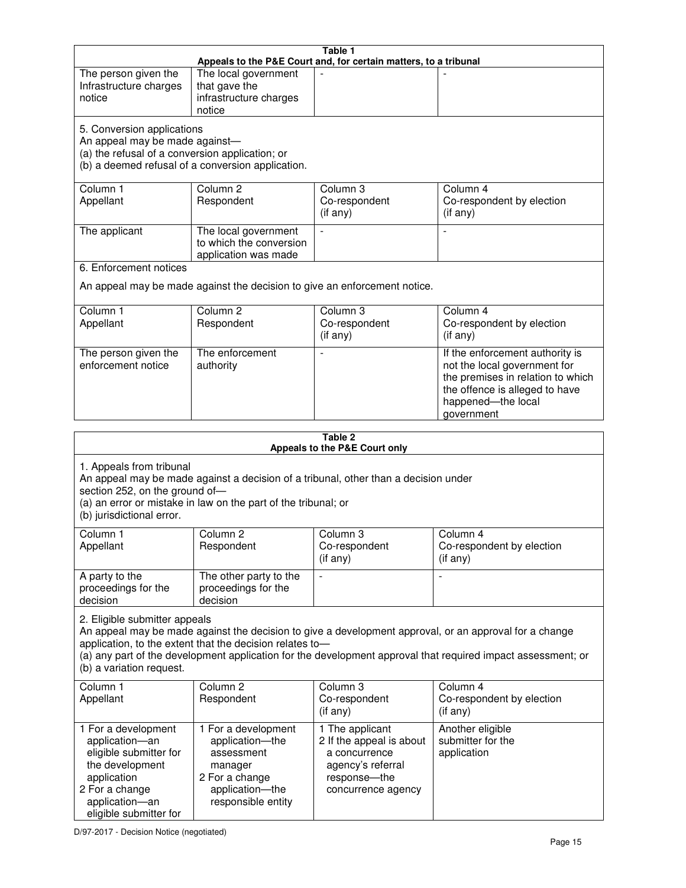| Table 1 | | | |
|---|---|---|---|
| **Appeals to the P&E Court and, for certain matters, to a tribunal** | | | |
| The person given the Infrastructure charges notice | The local government that gave the infrastructure charges notice | - | - |
| 5. Conversion applications<br>An appeal may be made against—<br>(a) the refusal of a conversion application; or<br>(b) a deemed refusal of a conversion application. | | | |
| Column 1<br>Appellant | Column 2<br>Respondent | Column 3<br>Co-respondent<br>(if any) | Column 4<br>Co-respondent by election<br>(if any) |
| The applicant | The local government to which the conversion application was made | - | - |
| 6. Enforcement notices<br><br>An appeal may be made against the decision to give an enforcement notice. | | | |
| Column 1<br>Appellant | Column 2<br>Respondent | Column 3<br>Co-respondent<br>(if any) | Column 4<br>Co-respondent by election<br>(if any) |
| The person given the enforcement notice | The enforcement authority | - | If the enforcement authority is not the local government for the premises in relation to which the offence is alleged to have happened—the local government |

| Table 2 | | | |
|---|---|---|---|
| **Appeals to the P&E Court only** | | | |
| 1. Appeals from tribunal<br>An appeal may be made against a decision of a tribunal, other than a decision under section 252, on the ground of—<br>(a) an error or mistake in law on the part of the tribunal; or<br>(b) jurisdictional error. | | | |
| Column 1<br>Appellant | Column 2<br>Respondent | Column 3<br>Co-respondent<br>(if any) | Column 4<br>Co-respondent by election<br>(if any) |
| A party to the proceedings for the decision | The other party to the proceedings for the decision | - | - |
| 2. Eligible submitter appeals<br>An appeal may be made against the decision to give a development approval, or an approval for a change application, to the extent that the decision relates to—<br>(a) any part of the development application for the development approval that required impact assessment; or<br>(b) a variation request. | | | |
| Column 1<br>Appellant | Column 2<br>Respondent | Column 3<br>Co-respondent<br>(if any) | Column 4<br>Co-respondent by election<br>(if any) |
| 1 For a development application—an eligible submitter for the development application<br>2 For a change application—an eligible submitter for | 1 For a development application—the assessment manager<br>2 For a change application—the responsible entity | 1 The applicant<br>2 If the appeal is about a concurrence agency's referral response—the concurrence agency | Another eligible submitter for the application |

D/97-2017 - Decision Notice (negotiated)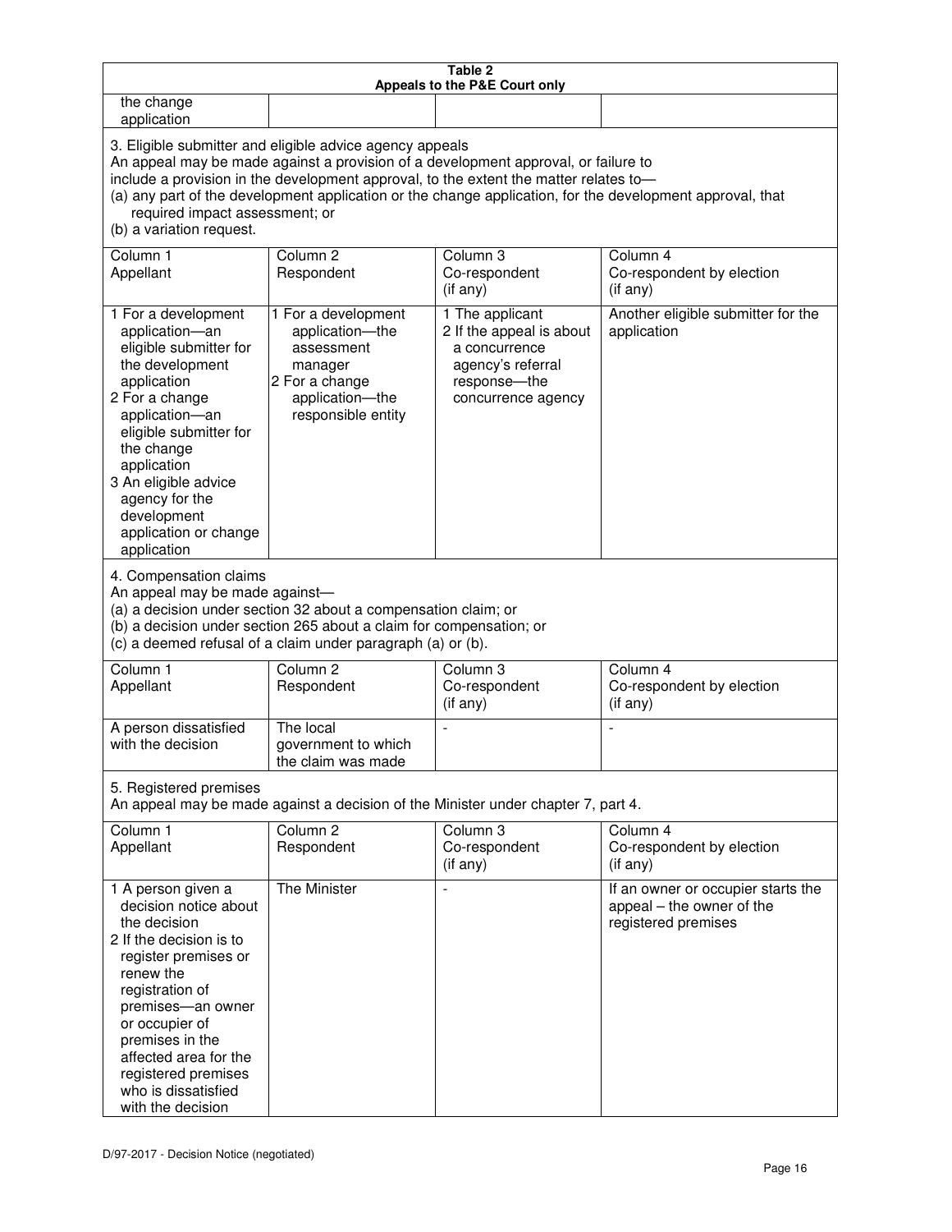**Table 2**
**Appeals to the P&E Court only**

| | | | |
|---|---|---|---|
| the change application | | | |

3. Eligible submitter and eligible advice agency appeals
An appeal may be made against a provision of a development approval, or failure to include a provision in the development approval, to the extent the matter relates to—
(a) any part of the development application or the change application, for the development approval, that required impact assessment; or
(b) a variation request.

| Column 1<br>Appellant | Column 2<br>Respondent | Column 3<br>Co-respondent<br>(if any) | Column 4<br>Co-respondent by election<br>(if any) |
|---|---|---|---|
| 1 For a development application—an eligible submitter for the development application<br>2 For a change application—an eligible submitter for the change application<br>3 An eligible advice agency for the development application or change application | 1 For a development application—the assessment manager<br>2 For a change application—the responsible entity | 1 The applicant<br>2 If the appeal is about a concurrence agency's referral response—the concurrence agency | Another eligible submitter for the application |

4. Compensation claims
An appeal may be made against—
(a) a decision under section 32 about a compensation claim; or
(b) a decision under section 265 about a claim for compensation; or
(c) a deemed refusal of a claim under paragraph (a) or (b).

| Column 1<br>Appellant | Column 2<br>Respondent | Column 3<br>Co-respondent<br>(if any) | Column 4<br>Co-respondent by election<br>(if any) |
|---|---|---|---|
| A person dissatisfied with the decision | The local government to which the claim was made | - | - |

5. Registered premises
An appeal may be made against a decision of the Minister under chapter 7, part 4.

| Column 1<br>Appellant | Column 2<br>Respondent | Column 3<br>Co-respondent<br>(if any) | Column 4<br>Co-respondent by election<br>(if any) |
|---|---|---|---|
| 1 A person given a decision notice about the decision<br>2 If the decision is to register premises or renew the registration of premises—an owner or occupier of premises in the affected area for the registered premises who is dissatisfied with the decision | The Minister | - | If an owner or occupier starts the appeal – the owner of the registered premises |

D/97-2017 - Decision Notice (negotiated)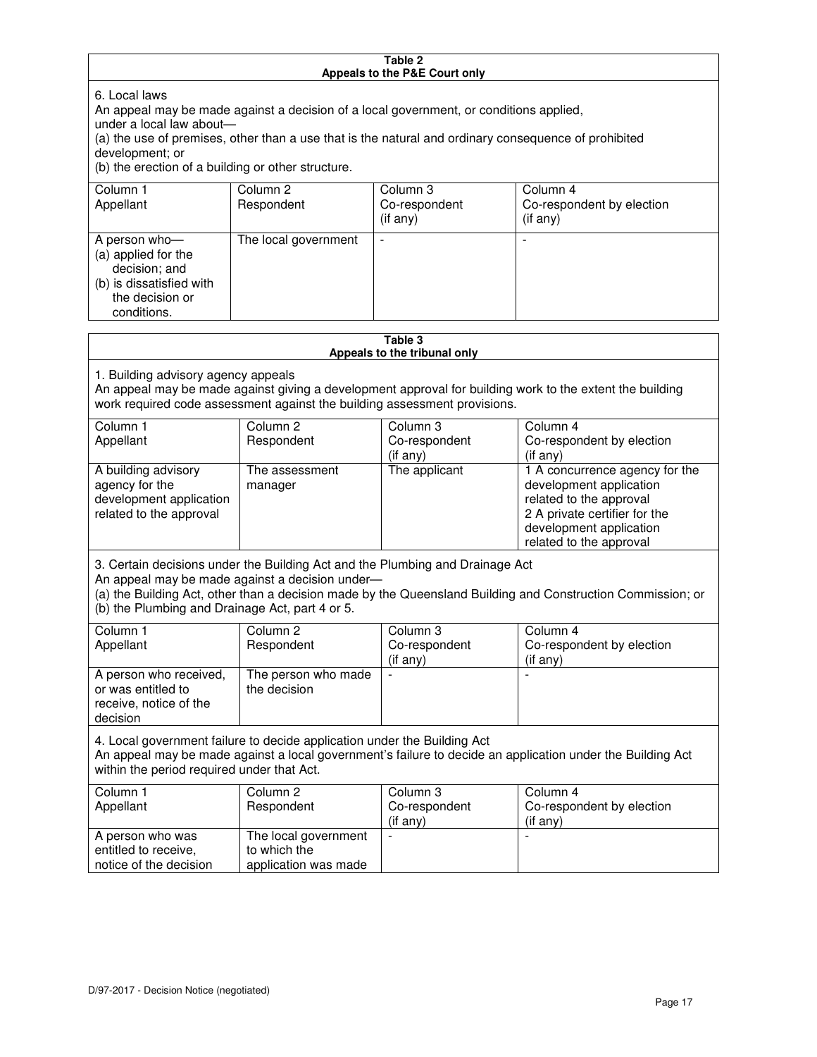**Table 2**
**Appeals to the P&E Court only**

6. Local laws
An appeal may be made against a decision of a local government, or conditions applied, under a local law about—
(a) the use of premises, other than a use that is the natural and ordinary consequence of prohibited development; or
(b) the erection of a building or other structure.

| Column 1<br>Appellant | Column 2<br>Respondent | Column 3<br>Co-respondent<br>(if any) | Column 4<br>Co-respondent by election<br>(if any) |
|---|---|---|---|
| A person who—<br>(a) applied for the decision; and<br>(b) is dissatisfied with the decision or conditions. | The local government | - | - |

**Table 3**
**Appeals to the tribunal only**

1. Building advisory agency appeals
An appeal may be made against giving a development approval for building work to the extent the building work required code assessment against the building assessment provisions.

| Column 1<br>Appellant | Column 2<br>Respondent | Column 3<br>Co-respondent<br>(if any) | Column 4<br>Co-respondent by election<br>(if any) |
|---|---|---|---|
| A building advisory agency for the development application related to the approval | The assessment manager | The applicant | 1 A concurrence agency for the development application related to the approval<br>2 A private certifier for the development application related to the approval |

3. Certain decisions under the Building Act and the Plumbing and Drainage Act
An appeal may be made against a decision under—
(a) the Building Act, other than a decision made by the Queensland Building and Construction Commission; or
(b) the Plumbing and Drainage Act, part 4 or 5.

| Column 1<br>Appellant | Column 2<br>Respondent | Column 3<br>Co-respondent<br>(if any) | Column 4<br>Co-respondent by election<br>(if any) |
|---|---|---|---|
| A person who received, or was entitled to receive, notice of the decision | The person who made the decision | - | - |

4. Local government failure to decide application under the Building Act
An appeal may be made against a local government's failure to decide an application under the Building Act within the period required under that Act.

| Column 1<br>Appellant | Column 2<br>Respondent | Column 3<br>Co-respondent<br>(if any) | Column 4<br>Co-respondent by election<br>(if any) |
|---|---|---|---|
| A person who was entitled to receive, notice of the decision | The local government to which the application was made | - | - |

D/97-2017 - Decision Notice (negotiated)